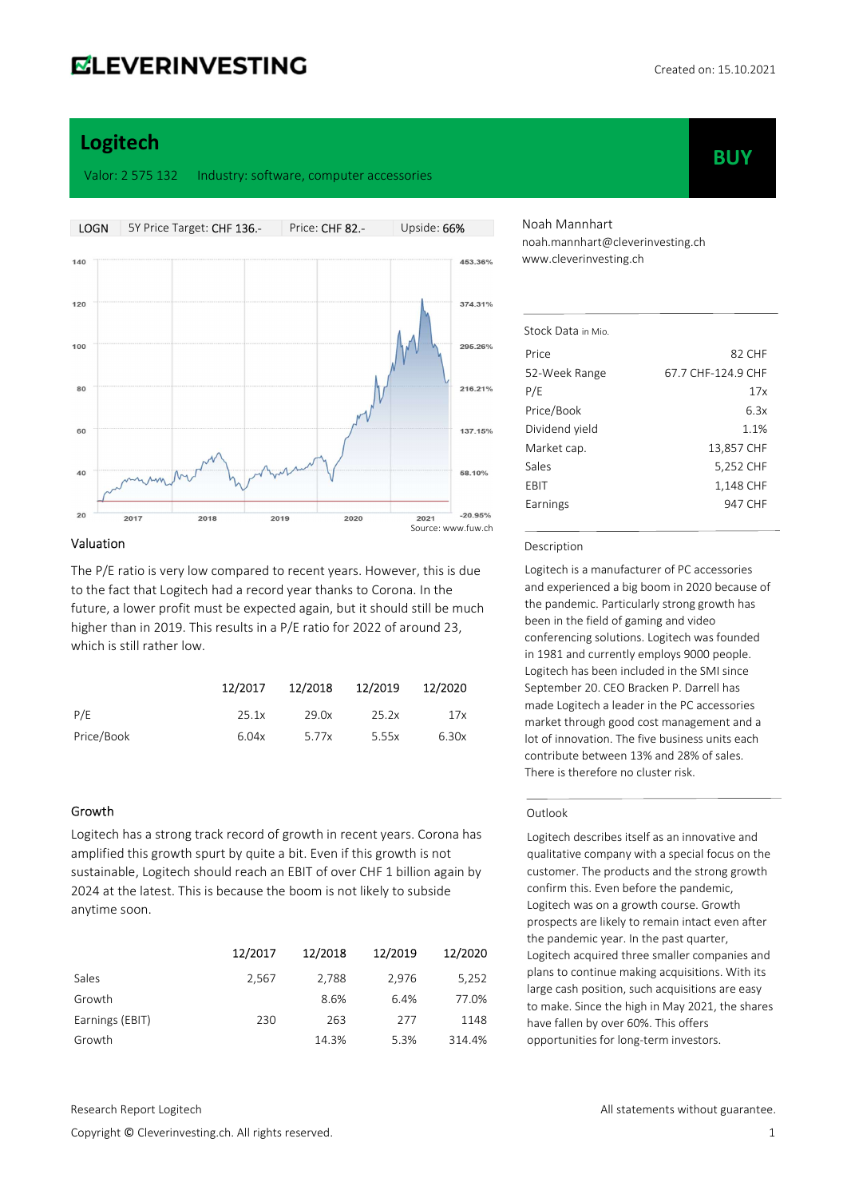CLEVERINVESTING

Created on: 15.10.2021

# Logitech

Valor: 2 575 132 Industry: software, computer accessories

**BUY**

| LOGN | 5Y Price Target: CHF 136.- | Price: CHF 82.- | Upside: 66% |
|---|---|---|---|

140
120
100
80
60
40
20

453.36%
374.31%
295.26%
216.21%
137.15%
58.10%
-20.95%

2017 2018 2019 2020 2021

Source: www.fuw.ch

Noah Mannhart
noah.mannhart@cleverinvesting.ch
www.cleverinvesting.ch

## Stock Data in Mio.

| | |
|---|---|
| Price | 82 CHF |
| 52-Week Range | 67.7 CHF-124.9 CHF |
| P/E | 17x |
| Price/Book | 6.3x |
| Dividend yield | 1.1% |
| Market cap. | 13,857 CHF |
| Sales | 5,252 CHF |
| EBIT | 1,148 CHF |
| Earnings | 947 CHF |

## Description

Logitech is a manufacturer of PC accessories and experienced a big boom in 2020 because of the pandemic. Particularly strong growth has been in the field of gaming and video conferencing solutions. Logitech was founded in 1981 and currently employs 9000 people. Logitech has been included in the SMI since September 20. CEO Bracken P. Darrell has made Logitech a leader in the PC accessories market through good cost management and a lot of innovation. The five business units each contribute between 13% and 28% of sales. There is therefore no cluster risk.

## Outlook

Logitech describes itself as an innovative and qualitative company with a special focus on the customer. The products and the strong growth confirm this. Even before the pandemic, Logitech was on a growth course. Growth prospects are likely to remain intact even after the pandemic year. In the past quarter, Logitech acquired three smaller companies and plans to continue making acquisitions. With its large cash position, such acquisitions are easy to make. Since the high in May 2021, the shares have fallen by over 60%. This offers opportunities for long-term investors.

## Valuation

The P/E ratio is very low compared to recent years. However, this is due to the fact that Logitech had a record year thanks to Corona. In the future, a lower profit must be expected again, but it should still be much higher than in 2019. This results in a P/E ratio for 2022 of around 23, which is still rather low.

| | 12/2017 | 12/2018 | 12/2019 | 12/2020 |
|---|---|---|---|---|
| P/E | 25.1x | 29.0x | 25.2x | 17x |
| Price/Book | 6.04x | 5.77x | 5.55x | 6.30x |

## Growth

Logitech has a strong track record of growth in recent years. Corona has amplified this growth spurt by quite a bit. Even if this growth is not sustainable, Logitech should reach an EBIT of over CHF 1 billion again by 2024 at the latest. This is because the boom is not likely to subside anytime soon.

| | 12/2017 | 12/2018 | 12/2019 | 12/2020 |
|---|---|---|---|---|
| Sales | 2,567 | 2,788 | 2,976 | 5,252 |
| Growth | | 8.6% | 6.4% | 77.0% |
| Earnings (EBIT) | 230 | 263 | 277 | 1148 |
| Growth | | 14.3% | 5.3% | 314.4% |

Research Report Logitech

All statements without guarantee.

Copyright © Cleverinvesting.ch. All rights reserved.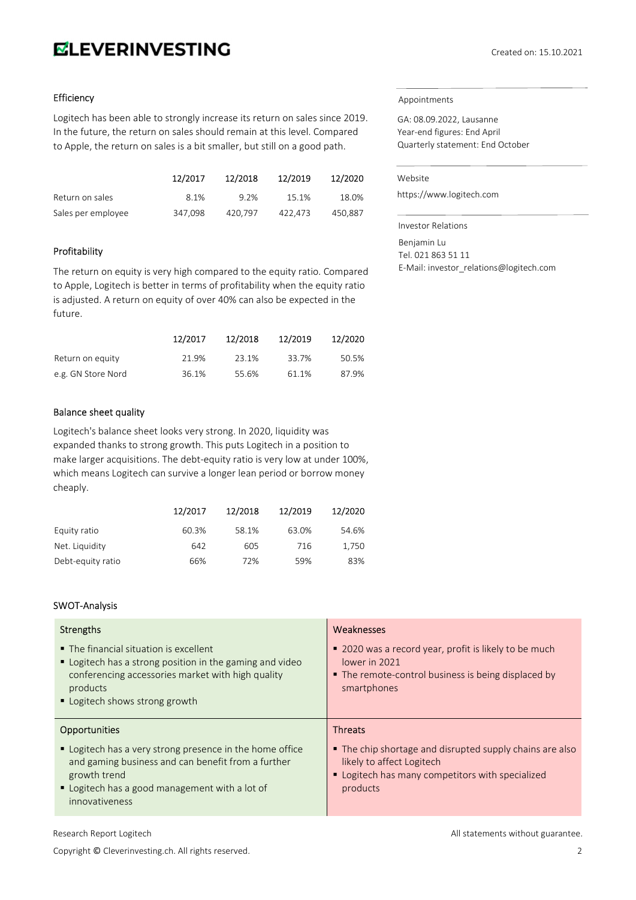### Efficiency

Logitech has been able to strongly increase its return on sales since 2019. In the future, the return on sales should remain at this level. Compared to Apple, the return on sales is a bit smaller, but still on a good path.

| | 12/2017 | 12/2018 | 12/2019 | 12/2020 |
|---|---|---|---|---|
| Return on sales | 8.1% | 9.2% | 15.1% | 18.0% |
| Sales per employee | 347,098 | 420,797 | 422,473 | 450,887 |

### Profitability

The return on equity is very high compared to the equity ratio. Compared to Apple, Logitech is better in terms of profitability when the equity ratio is adjusted. A return on equity of over 40% can also be expected in the future.

| | 12/2017 | 12/2018 | 12/2019 | 12/2020 |
|---|---|---|---|---|
| Return on equity | 21.9% | 23.1% | 33.7% | 50.5% |
| e.g. GN Store Nord | 36.1% | 55.6% | 61.1% | 87.9% |

### Balance sheet quality

Logitech's balance sheet looks very strong. In 2020, liquidity was expanded thanks to strong growth. This puts Logitech in a position to make larger acquisitions. The debt-equity ratio is very low at under 100%, which means Logitech can survive a longer lean period or borrow money cheaply.

| | 12/2017 | 12/2018 | 12/2019 | 12/2020 |
|---|---|---|---|---|
| Equity ratio | 60.3% | 58.1% | 63.0% | 54.6% |
| Net. Liquidity | 642 | 605 | 716 | 1,750 |
| Debt-equity ratio | 66% | 72% | 59% | 83% |

### SWOT-Analysis

| Strengths | Weaknesses |
|---|---|
| ▪ The financial situation is excellent<br>▪ Logitech has a strong position in the gaming and video conferencing accessories market with high quality products<br>▪ Logitech shows strong growth | ▪ 2020 was a record year, profit is likely to be much lower in 2021<br>▪ The remote-control business is being displaced by smartphones |
| **Opportunities** | **Threats** |
| ▪ Logitech has a very strong presence in the home office and gaming business and can benefit from a further growth trend<br>▪ Logitech has a good management with a lot of innovativeness | ▪ The chip shortage and disrupted supply chains are also likely to affect Logitech<br>▪ Logitech has many competitors with specialized products |

Appointments

GA: 08.09.2022, Lausanne
Year-end figures: End April
Quarterly statement: End October

Website

https://www.logitech.com

Investor Relations

Benjamin Lu
Tel. 021 863 51 11
E-Mail: investor_relations@logitech.com

Research Report Logitech

All statements without guarantee.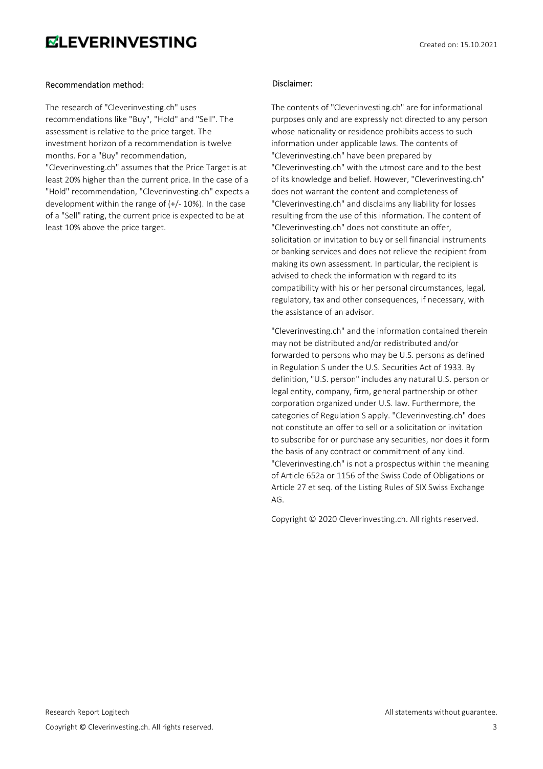### Recommendation method:

The research of "Cleverinvesting.ch" uses recommendations like "Buy", "Hold" and "Sell". The assessment is relative to the price target. The investment horizon of a recommendation is twelve months. For a "Buy" recommendation, "Cleverinvesting.ch" assumes that the Price Target is at least 20% higher than the current price. In the case of a "Hold" recommendation, "Cleverinvesting.ch" expects a development within the range of (+/- 10%). In the case of a "Sell" rating, the current price is expected to be at least 10% above the price target.

### Disclaimer:

The contents of "Cleverinvesting.ch" are for informational purposes only and are expressly not directed to any person whose nationality or residence prohibits access to such information under applicable laws. The contents of "Cleverinvesting.ch" have been prepared by "Cleverinvesting.ch" with the utmost care and to the best of its knowledge and belief. However, "Cleverinvesting.ch" does not warrant the content and completeness of "Cleverinvesting.ch" and disclaims any liability for losses resulting from the use of this information. The content of "Cleverinvesting.ch" does not constitute an offer, solicitation or invitation to buy or sell financial instruments or banking services and does not relieve the recipient from making its own assessment. In particular, the recipient is advised to check the information with regard to its compatibility with his or her personal circumstances, legal, regulatory, tax and other consequences, if necessary, with the assistance of an advisor.

"Cleverinvesting.ch" and the information contained therein may not be distributed and/or redistributed and/or forwarded to persons who may be U.S. persons as defined in Regulation S under the U.S. Securities Act of 1933. By definition, "U.S. person" includes any natural U.S. person or legal entity, company, firm, general partnership or other corporation organized under U.S. law. Furthermore, the categories of Regulation S apply. "Cleverinvesting.ch" does not constitute an offer to sell or a solicitation or invitation to subscribe for or purchase any securities, nor does it form the basis of any contract or commitment of any kind. "Cleverinvesting.ch" is not a prospectus within the meaning of Article 652a or 1156 of the Swiss Code of Obligations or Article 27 et seq. of the Listing Rules of SIX Swiss Exchange AG.

Copyright © 2020 Cleverinvesting.ch. All rights reserved.